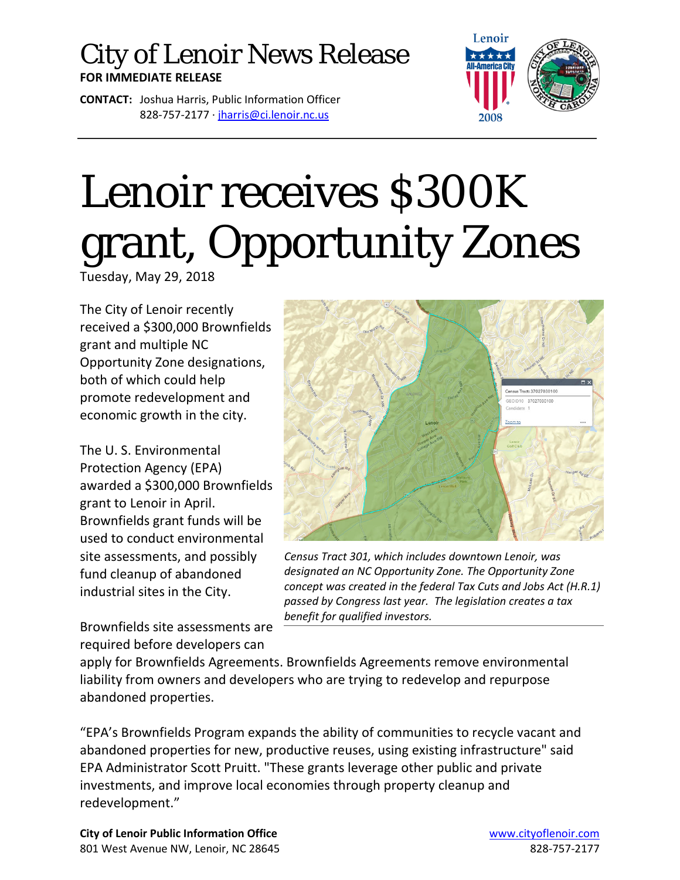# City of Lenoir News Release

**FOR IMMEDIATE RELEASE**

**CONTACT:** Joshua Harris, Public Information Officer
828-757-2177 · jharris@ci.lenoir.nc.us

# Lenoir receives $300K grant, Opportunity Zones

Tuesday, May 29, 2018

The City of Lenoir recently received a $300,000 Brownfields grant and multiple NC Opportunity Zone designations, both of which could help promote redevelopment and economic growth in the city.

*Census Tract 301, which includes downtown Lenoir, was designated an NC Opportunity Zone. The Opportunity Zone concept was created in the federal Tax Cuts and Jobs Act (H.R.1) passed by Congress last year. The legislation creates a tax benefit for qualified investors.*

The U. S. Environmental Protection Agency (EPA) awarded a $300,000 Brownfields grant to Lenoir in April. Brownfields grant funds will be used to conduct environmental site assessments, and possibly fund cleanup of abandoned industrial sites in the City.

Brownfields site assessments are required before developers can apply for Brownfields Agreements. Brownfields Agreements remove environmental liability from owners and developers who are trying to redevelop and repurpose abandoned properties.

“EPA’s Brownfields Program expands the ability of communities to recycle vacant and abandoned properties for new, productive reuses, using existing infrastructure" said EPA Administrator Scott Pruitt. "These grants leverage other public and private investments, and improve local economies through property cleanup and redevelopment.”

**City of Lenoir Public Information Office**
801 West Avenue NW, Lenoir, NC 28645

www.cityoflenoir.com
828-757-2177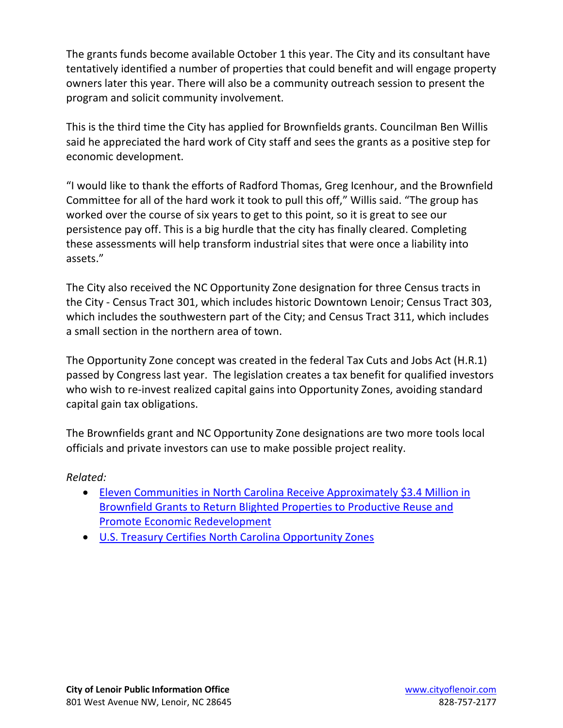The grants funds become available October 1 this year. The City and its consultant have tentatively identified a number of properties that could benefit and will engage property owners later this year. There will also be a community outreach session to present the program and solicit community involvement.

This is the third time the City has applied for Brownfields grants. Councilman Ben Willis said he appreciated the hard work of City staff and sees the grants as a positive step for economic development.

“I would like to thank the efforts of Radford Thomas, Greg Icenhour, and the Brownfield Committee for all of the hard work it took to pull this off,” Willis said. “The group has worked over the course of six years to get to this point, so it is great to see our persistence pay off. This is a big hurdle that the city has finally cleared. Completing these assessments will help transform industrial sites that were once a liability into assets.”

The City also received the NC Opportunity Zone designation for three Census tracts in the City - Census Tract 301, which includes historic Downtown Lenoir; Census Tract 303, which includes the southwestern part of the City; and Census Tract 311, which includes a small section in the northern area of town.

The Opportunity Zone concept was created in the federal Tax Cuts and Jobs Act (H.R.1) passed by Congress last year. The legislation creates a tax benefit for qualified investors who wish to re-invest realized capital gains into Opportunity Zones, avoiding standard capital gain tax obligations.

The Brownfields grant and NC Opportunity Zone designations are two more tools local officials and private investors can use to make possible project reality.

*Related:*

- Eleven Communities in North Carolina Receive Approximately $3.4 Million in Brownfield Grants to Return Blighted Properties to Productive Reuse and Promote Economic Redevelopment
- U.S. Treasury Certifies North Carolina Opportunity Zones

**City of Lenoir Public Information Office**
801 West Avenue NW, Lenoir, NC 28645
www.cityoflenoir.com
828-757-2177